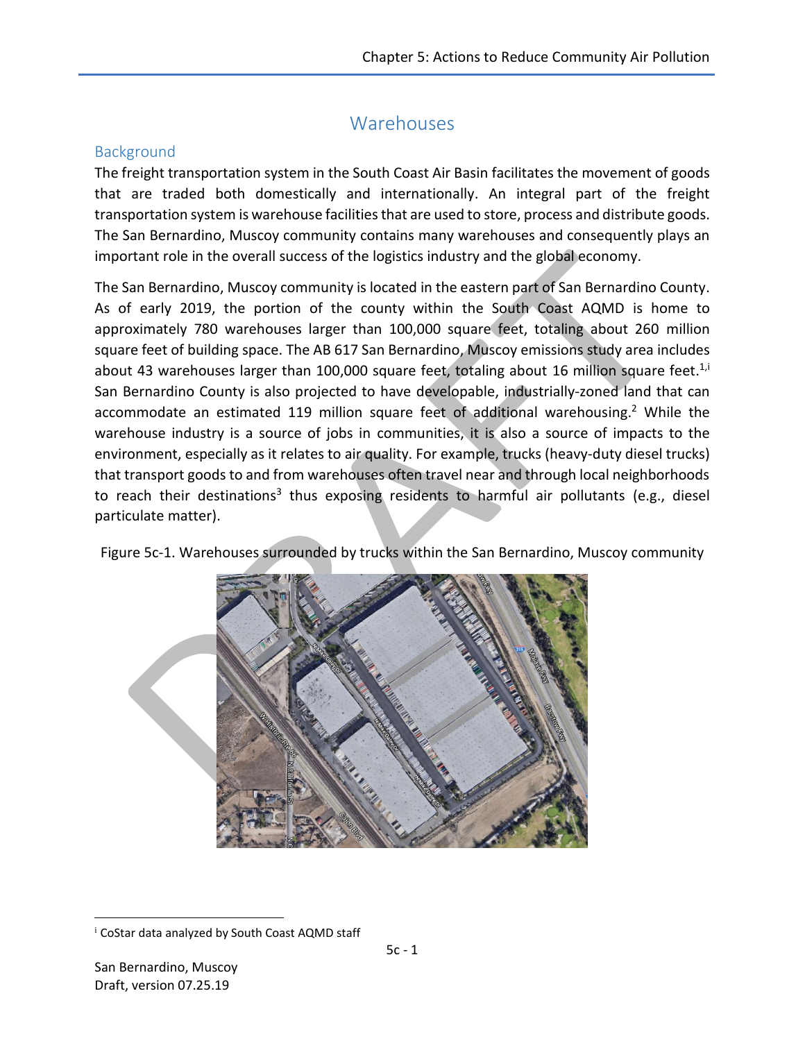# Warehouses

## Background

The freight transportation system in the South Coast Air Basin facilitates the movement of goods that are traded both domestically and internationally. An integral part of the freight transportation system is warehouse facilities that are used to store, process and distribute goods. The San Bernardino, Muscoy community contains many warehouses and consequently plays an important role in the overall success of the logistics industry and the global economy.

The San Bernardino, Muscoy community is located in the eastern part of San Bernardino County. As of early 2019, the portion of the county within the South Coast AQMD is home to approximately 780 warehouses larger than 100,000 square feet, totaling about 260 million square feet of building space. The AB 617 San Bernardino, Muscoy emissions study area includes about 43 warehouses larger than 100,000 square feet, totaling about 16 million square feet.[1,i] San Bernardino County is also projected to have developable, industrially-zoned land that can accommodate an estimated 119 million square feet of additional warehousing.[2] While the warehouse industry is a source of jobs in communities, it is also a source of impacts to the environment, especially as it relates to air quality. For example, trucks (heavy-duty diesel trucks) that transport goods to and from warehouses often travel near and through local neighborhoods to reach their destinations[3] thus exposing residents to harmful air pollutants (e.g., diesel particulate matter).

Figure 5c-1. Warehouses surrounded by trucks within the San Bernardino, Muscoy community

[i] CoStar data analyzed by South Coast AQMD staff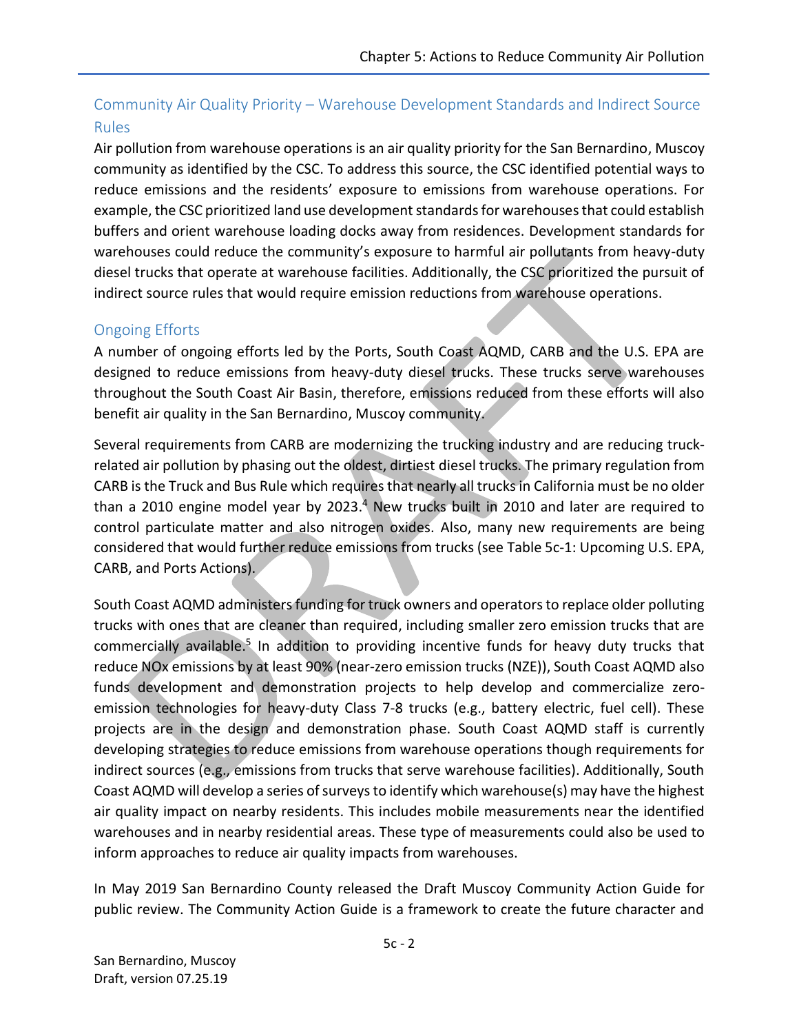## Community Air Quality Priority – Warehouse Development Standards and Indirect Source Rules

Air pollution from warehouse operations is an air quality priority for the San Bernardino, Muscoy community as identified by the CSC. To address this source, the CSC identified potential ways to reduce emissions and the residents' exposure to emissions from warehouse operations. For example, the CSC prioritized land use development standards for warehouses that could establish buffers and orient warehouse loading docks away from residences. Development standards for warehouses could reduce the community's exposure to harmful air pollutants from heavy-duty diesel trucks that operate at warehouse facilities. Additionally, the CSC prioritized the pursuit of indirect source rules that would require emission reductions from warehouse operations.

### Ongoing Efforts

A number of ongoing efforts led by the Ports, South Coast AQMD, CARB and the U.S. EPA are designed to reduce emissions from heavy-duty diesel trucks. These trucks serve warehouses throughout the South Coast Air Basin, therefore, emissions reduced from these efforts will also benefit air quality in the San Bernardino, Muscoy community.

Several requirements from CARB are modernizing the trucking industry and are reducing truck-related air pollution by phasing out the oldest, dirtiest diesel trucks. The primary regulation from CARB is the Truck and Bus Rule which requires that nearly all trucks in California must be no older than a 2010 engine model year by 2023.[4] New trucks built in 2010 and later are required to control particulate matter and also nitrogen oxides. Also, many new requirements are being considered that would further reduce emissions from trucks (see Table 5c-1: Upcoming U.S. EPA, CARB, and Ports Actions).

South Coast AQMD administers funding for truck owners and operators to replace older polluting trucks with ones that are cleaner than required, including smaller zero emission trucks that are commercially available.[5] In addition to providing incentive funds for heavy duty trucks that reduce NOx emissions by at least 90% (near-zero emission trucks (NZE)), South Coast AQMD also funds development and demonstration projects to help develop and commercialize zero-emission technologies for heavy-duty Class 7-8 trucks (e.g., battery electric, fuel cell). These projects are in the design and demonstration phase. South Coast AQMD staff is currently developing strategies to reduce emissions from warehouse operations though requirements for indirect sources (e.g., emissions from trucks that serve warehouse facilities). Additionally, South Coast AQMD will develop a series of surveys to identify which warehouse(s) may have the highest air quality impact on nearby residents. This includes mobile measurements near the identified warehouses and in nearby residential areas. These type of measurements could also be used to inform approaches to reduce air quality impacts from warehouses.

In May 2019 San Bernardino County released the Draft Muscoy Community Action Guide for public review. The Community Action Guide is a framework to create the future character and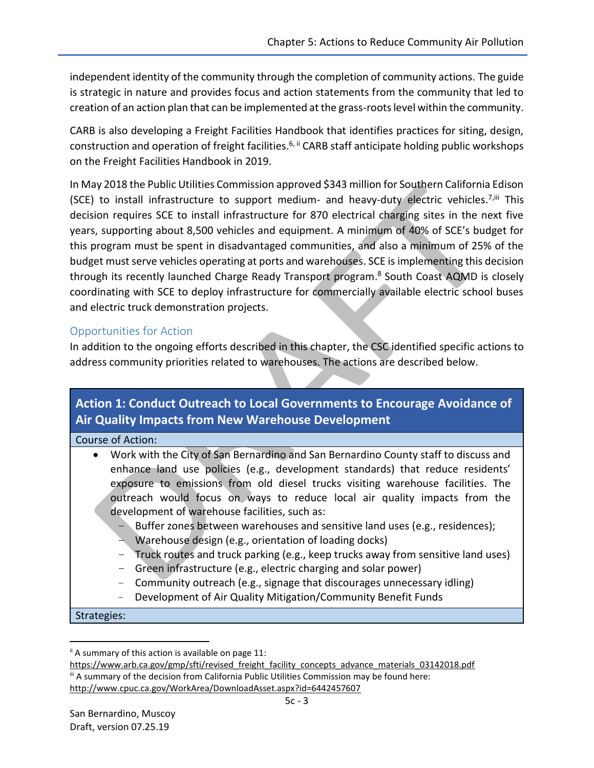independent identity of the community through the completion of community actions. The guide is strategic in nature and provides focus and action statements from the community that led to creation of an action plan that can be implemented at the grass-roots level within the community.

CARB is also developing a Freight Facilities Handbook that identifies practices for siting, design, construction and operation of freight facilities.[6, ii] CARB staff anticipate holding public workshops on the Freight Facilities Handbook in 2019.

In May 2018 the Public Utilities Commission approved $343 million for Southern California Edison (SCE) to install infrastructure to support medium- and heavy-duty electric vehicles.[7,iii] This decision requires SCE to install infrastructure for 870 electrical charging sites in the next five years, supporting about 8,500 vehicles and equipment. A minimum of 40% of SCE's budget for this program must be spent in disadvantaged communities, and also a minimum of 25% of the budget must serve vehicles operating at ports and warehouses. SCE is implementing this decision through its recently launched Charge Ready Transport program.[8] South Coast AQMD is closely coordinating with SCE to deploy infrastructure for commercially available electric school buses and electric truck demonstration projects.

## Opportunities for Action

In addition to the ongoing efforts described in this chapter, the CSC identified specific actions to address community priorities related to warehouses. The actions are described below.

### Action 1: Conduct Outreach to Local Governments to Encourage Avoidance of Air Quality Impacts from New Warehouse Development

**Course of Action:**

- Work with the City of San Bernardino and San Bernardino County staff to discuss and enhance land use policies (e.g., development standards) that reduce residents' exposure to emissions from old diesel trucks visiting warehouse facilities. The outreach would focus on ways to reduce local air quality impacts from the development of warehouse facilities, such as:
  - Buffer zones between warehouses and sensitive land uses (e.g., residences);
  - Warehouse design (e.g., orientation of loading docks)
  - Truck routes and truck parking (e.g., keep trucks away from sensitive land uses)
  - Green infrastructure (e.g., electric charging and solar power)
  - Community outreach (e.g., signage that discourages unnecessary idling)
  - Development of Air Quality Mitigation/Community Benefit Funds

**Strategies:**

---

[ii] A summary of this action is available on page 11: https://www.arb.ca.gov/gmp/sfti/revised_freight_facility_concepts_advance_materials_03142018.pdf

[iii] A summary of the decision from California Public Utilities Commission may be found here: http://www.cpuc.ca.gov/WorkArea/DownloadAsset.aspx?id=6442457607

San Bernardino, Muscoy
Draft, version 07.25.19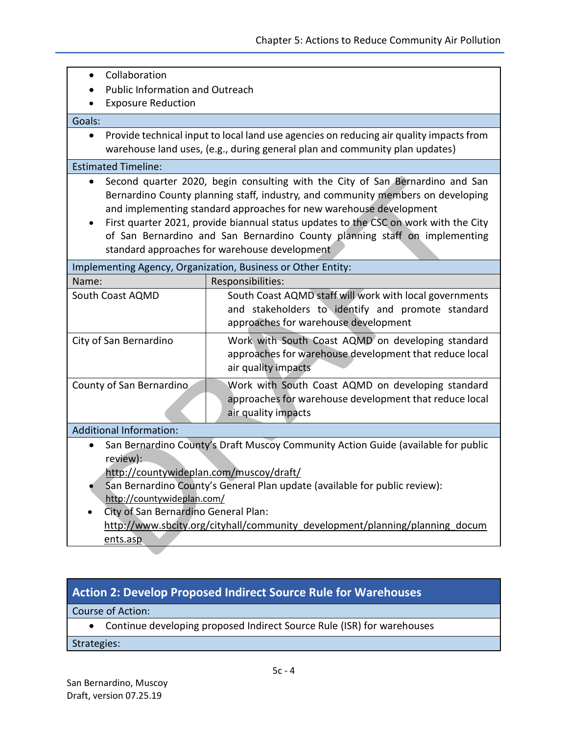- Collaboration
- Public Information and Outreach
- Exposure Reduction

Goals:

- Provide technical input to local land use agencies on reducing air quality impacts from warehouse land uses, (e.g., during general plan and community plan updates)

Estimated Timeline:

- Second quarter 2020, begin consulting with the City of San Bernardino and San Bernardino County planning staff, industry, and community members on developing and implementing standard approaches for new warehouse development
- First quarter 2021, provide biannual status updates to the CSC on work with the City of San Bernardino and San Bernardino County planning staff on implementing standard approaches for warehouse development

Implementing Agency, Organization, Business or Other Entity:

| Name: | Responsibilities: |
|---|---|
| South Coast AQMD | South Coast AQMD staff will work with local governments and stakeholders to identify and promote standard approaches for warehouse development |
| City of San Bernardino | Work with South Coast AQMD on developing standard approaches for warehouse development that reduce local air quality impacts |
| County of San Bernardino | Work with South Coast AQMD on developing standard approaches for warehouse development that reduce local air quality impacts |

Additional Information:

- San Bernardino County's Draft Muscoy Community Action Guide (available for public review): http://countywideplan.com/muscoy/draft/
- San Bernardino County's General Plan update (available for public review): http://countywideplan.com/
- City of San Bernardino General Plan: http://www.sbcity.org/cityhall/community_development/planning/planning_documents.asp

## Action 2: Develop Proposed Indirect Source Rule for Warehouses

Course of Action:

- Continue developing proposed Indirect Source Rule (ISR) for warehouses

Strategies: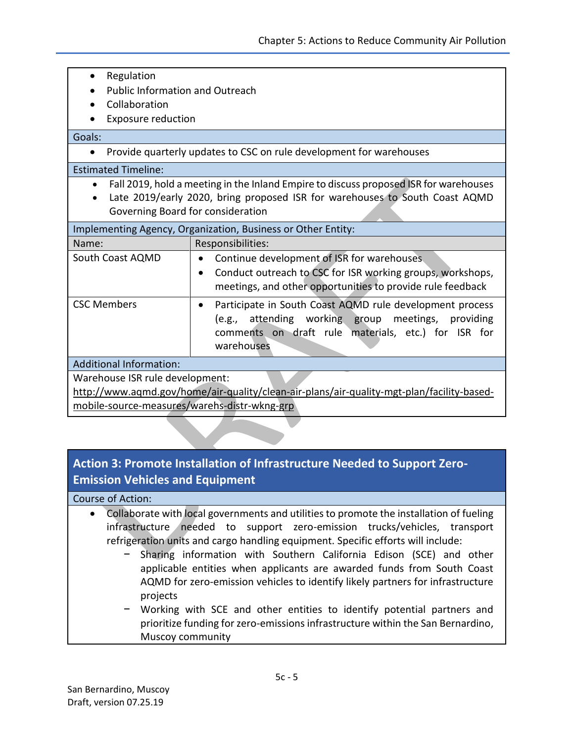- Regulation
- Public Information and Outreach
- Collaboration
- Exposure reduction

**Goals:**

- Provide quarterly updates to CSC on rule development for warehouses

**Estimated Timeline:**

- Fall 2019, hold a meeting in the Inland Empire to discuss proposed ISR for warehouses
- Late 2019/early 2020, bring proposed ISR for warehouses to South Coast AQMD Governing Board for consideration

**Implementing Agency, Organization, Business or Other Entity:**

| Name: | Responsibilities: |
|---|---|
| South Coast AQMD | • Continue development of ISR for warehouses<br>• Conduct outreach to CSC for ISR working groups, workshops, meetings, and other opportunities to provide rule feedback |
| CSC Members | • Participate in South Coast AQMD rule development process (e.g., attending working group meetings, providing comments on draft rule materials, etc.) for ISR for warehouses |

**Additional Information:**

Warehouse ISR rule development:
http://www.aqmd.gov/home/air-quality/clean-air-plans/air-quality-mgt-plan/facility-based-mobile-source-measures/warehs-distr-wkng-grp

## Action 3: Promote Installation of Infrastructure Needed to Support Zero-Emission Vehicles and Equipment

**Course of Action:**

- Collaborate with local governments and utilities to promote the installation of fueling infrastructure needed to support zero-emission trucks/vehicles, transport refrigeration units and cargo handling equipment. Specific efforts will include:
  - Sharing information with Southern California Edison (SCE) and other applicable entities when applicants are awarded funds from South Coast AQMD for zero-emission vehicles to identify likely partners for infrastructure projects
  - Working with SCE and other entities to identify potential partners and prioritize funding for zero-emissions infrastructure within the San Bernardino, Muscoy community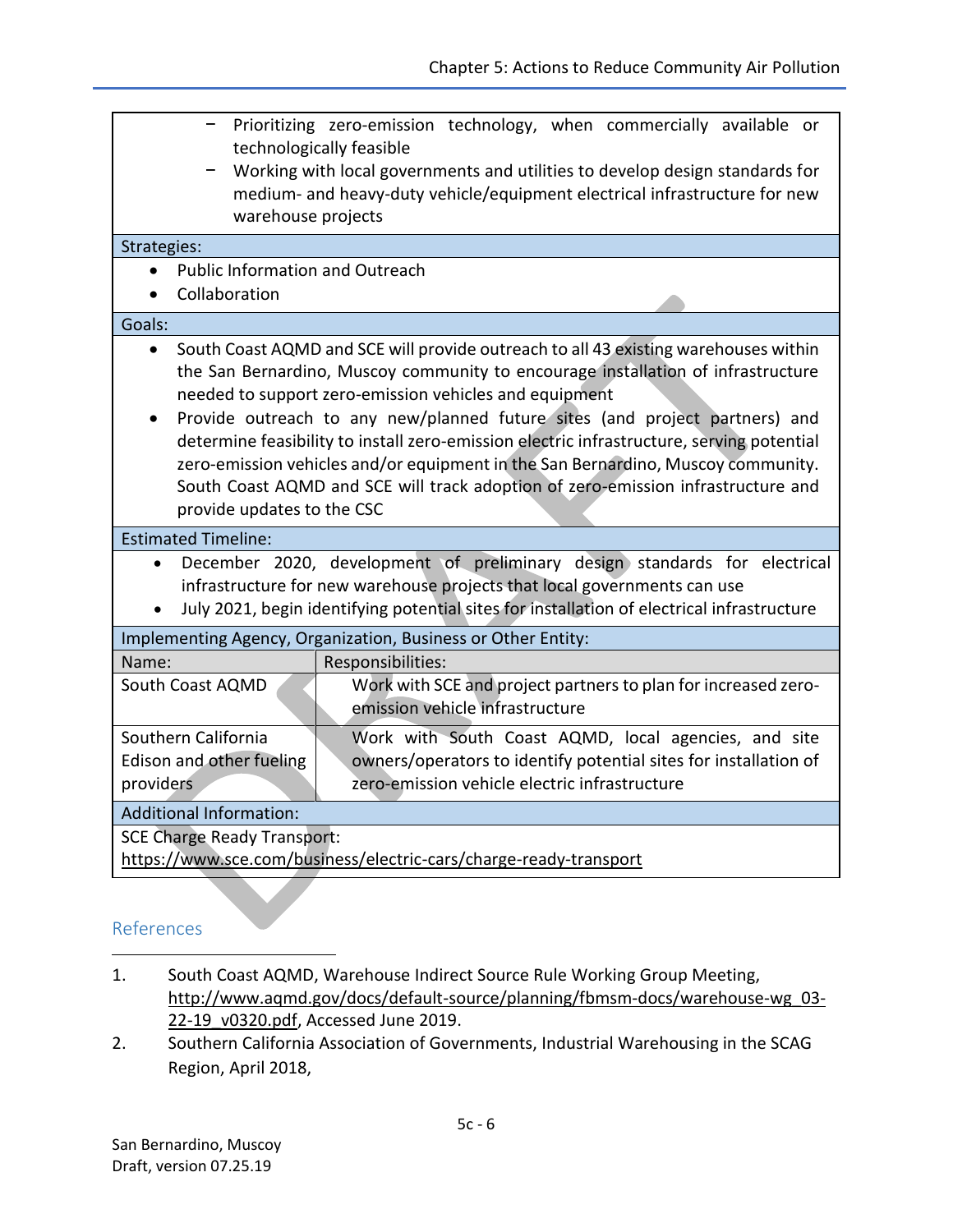- Prioritizing zero-emission technology, when commercially available or technologically feasible
- Working with local governments and utilities to develop design standards for medium- and heavy-duty vehicle/equipment electrical infrastructure for new warehouse projects

**Strategies:**

- Public Information and Outreach
- Collaboration

**Goals:**

- South Coast AQMD and SCE will provide outreach to all 43 existing warehouses within the San Bernardino, Muscoy community to encourage installation of infrastructure needed to support zero-emission vehicles and equipment
- Provide outreach to any new/planned future sites (and project partners) and determine feasibility to install zero-emission electric infrastructure, serving potential zero-emission vehicles and/or equipment in the San Bernardino, Muscoy community. South Coast AQMD and SCE will track adoption of zero-emission infrastructure and provide updates to the CSC

**Estimated Timeline:**

- December 2020, development of preliminary design standards for electrical infrastructure for new warehouse projects that local governments can use
- July 2021, begin identifying potential sites for installation of electrical infrastructure

**Implementing Agency, Organization, Business or Other Entity:**

| Name: | Responsibilities: |
|---|---|
| South Coast AQMD | Work with SCE and project partners to plan for increased zero-emission vehicle infrastructure |
| Southern California Edison and other fueling providers | Work with South Coast AQMD, local agencies, and site owners/operators to identify potential sites for installation of zero-emission vehicle electric infrastructure |

**Additional Information:**

SCE Charge Ready Transport:
https://www.sce.com/business/electric-cars/charge-ready-transport

## References

1. South Coast AQMD, Warehouse Indirect Source Rule Working Group Meeting, http://www.aqmd.gov/docs/default-source/planning/fbmsm-docs/warehouse-wg_03-22-19_v0320.pdf, Accessed June 2019.
2. Southern California Association of Governments, Industrial Warehousing in the SCAG Region, April 2018,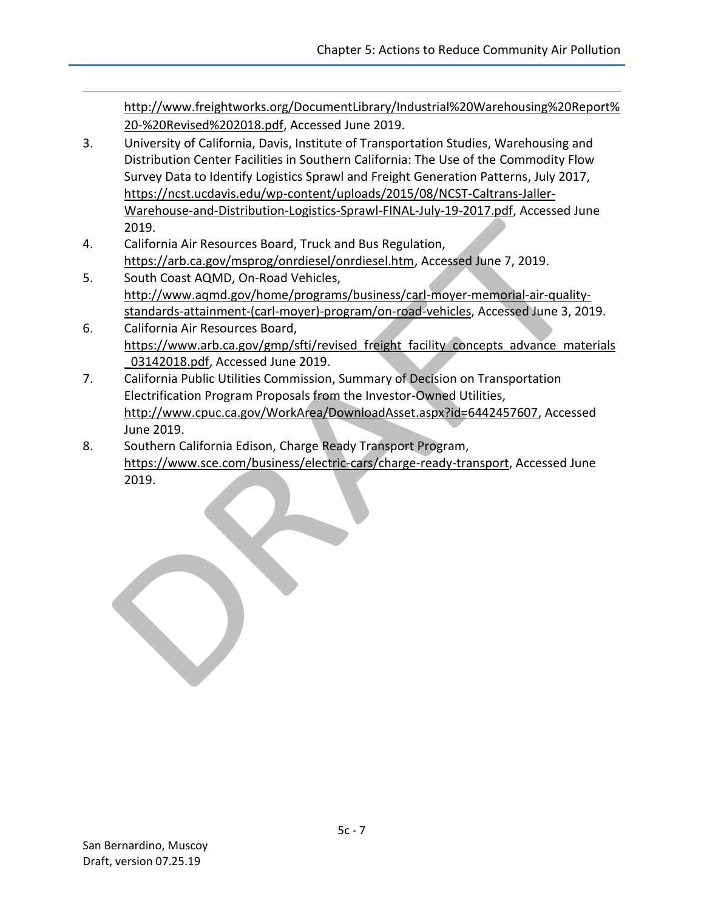http://www.freightworks.org/DocumentLibrary/Industrial%20Warehousing%20Report%20-%20Revised%202018.pdf, Accessed June 2019.

3. University of California, Davis, Institute of Transportation Studies, Warehousing and Distribution Center Facilities in Southern California: The Use of the Commodity Flow Survey Data to Identify Logistics Sprawl and Freight Generation Patterns, July 2017, https://ncst.ucdavis.edu/wp-content/uploads/2015/08/NCST-Caltrans-Jaller-Warehouse-and-Distribution-Logistics-Sprawl-FINAL-July-19-2017.pdf, Accessed June 2019.
4. California Air Resources Board, Truck and Bus Regulation, https://arb.ca.gov/msprog/onrdiesel/onrdiesel.htm, Accessed June 7, 2019.
5. South Coast AQMD, On-Road Vehicles, http://www.aqmd.gov/home/programs/business/carl-moyer-memorial-air-quality-standards-attainment-(carl-moyer)-program/on-road-vehicles, Accessed June 3, 2019.
6. California Air Resources Board, https://www.arb.ca.gov/gmp/sfti/revised_freight_facility_concepts_advance_materials_03142018.pdf, Accessed June 2019.
7. California Public Utilities Commission, Summary of Decision on Transportation Electrification Program Proposals from the Investor-Owned Utilities, http://www.cpuc.ca.gov/WorkArea/DownloadAsset.aspx?id=6442457607, Accessed June 2019.
8. Southern California Edison, Charge Ready Transport Program, https://www.sce.com/business/electric-cars/charge-ready-transport, Accessed June 2019.